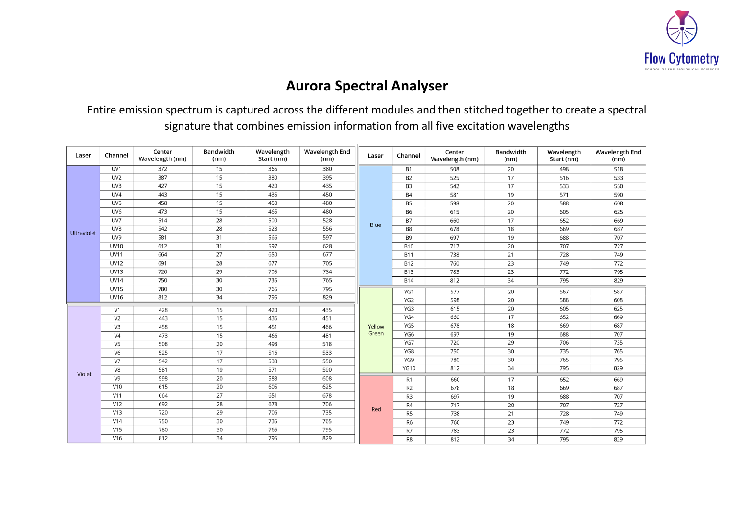# Aurora Spectral Analyser

Entire emission spectrum is captured across the different modules and then stitched together to create a spectral signature that combines emission information from all five excitation wavelengths

| Laser | Channel | Center Wavelength (nm) | Bandwidth (nm) | Wavelength Start (nm) | Wavelength End (nm) |
|---|---|---|---|---|---|
| Ultraviolet | UV1 | 372 | 15 | 365 | 380 |
| | UV2 | 387 | 15 | 380 | 395 |
| | UV3 | 427 | 15 | 420 | 435 |
| | UV4 | 443 | 15 | 435 | 450 |
| | UV5 | 458 | 15 | 450 | 480 |
| | UV6 | 473 | 15 | 465 | 480 |
| | UV7 | 514 | 28 | 500 | 528 |
| | UV8 | 542 | 28 | 528 | 556 |
| | UV9 | 581 | 31 | 566 | 597 |
| | UV10 | 612 | 31 | 597 | 628 |
| | UV11 | 664 | 27 | 650 | 677 |
| | UV12 | 691 | 28 | 677 | 705 |
| | UV13 | 720 | 29 | 705 | 734 |
| | UV14 | 750 | 30 | 735 | 765 |
| | UV15 | 780 | 30 | 765 | 795 |
| | UV16 | 812 | 34 | 795 | 829 |
| Violet | V1 | 428 | 15 | 420 | 435 |
| | V2 | 443 | 15 | 436 | 451 |
| | V3 | 458 | 15 | 451 | 466 |
| | V4 | 473 | 15 | 466 | 481 |
| | V5 | 508 | 20 | 498 | 518 |
| | V6 | 525 | 17 | 516 | 533 |
| | V7 | 542 | 17 | 533 | 550 |
| | V8 | 581 | 19 | 571 | 590 |
| | V9 | 598 | 20 | 588 | 608 |
| | V10 | 615 | 20 | 605 | 625 |
| | V11 | 664 | 27 | 651 | 678 |
| | V12 | 692 | 28 | 678 | 706 |
| | V13 | 720 | 29 | 706 | 735 |
| | V14 | 750 | 30 | 735 | 765 |
| | V15 | 780 | 30 | 765 | 795 |
| | V16 | 812 | 34 | 795 | 829 |

| Laser | Channel | Center Wavelength (nm) | Bandwidth (nm) | Wavelength Start (nm) | Wavelength End (nm) |
|---|---|---|---|---|---|
| Blue | B1 | 508 | 20 | 498 | 518 |
| | B2 | 525 | 17 | 516 | 533 |
| | B3 | 542 | 17 | 533 | 550 |
| | B4 | 581 | 19 | 571 | 590 |
| | B5 | 598 | 20 | 588 | 608 |
| | B6 | 615 | 20 | 605 | 625 |
| | B7 | 660 | 17 | 652 | 669 |
| | B8 | 678 | 18 | 669 | 687 |
| | B9 | 697 | 19 | 688 | 707 |
| | B10 | 717 | 20 | 707 | 727 |
| | B11 | 738 | 21 | 728 | 749 |
| | B12 | 760 | 23 | 749 | 772 |
| | B13 | 783 | 23 | 772 | 795 |
| | B14 | 812 | 34 | 795 | 829 |
| Yellow Green | YG1 | 577 | 20 | 567 | 587 |
| | YG2 | 598 | 20 | 588 | 608 |
| | YG3 | 615 | 20 | 605 | 625 |
| | YG4 | 660 | 17 | 652 | 669 |
| | YG5 | 678 | 18 | 669 | 687 |
| | YG6 | 697 | 19 | 688 | 707 |
| | YG7 | 720 | 29 | 706 | 735 |
| | YG8 | 750 | 30 | 735 | 765 |
| | YG9 | 780 | 30 | 765 | 795 |
| | YG10 | 812 | 34 | 795 | 829 |
| Red | R1 | 660 | 17 | 652 | 669 |
| | R2 | 678 | 18 | 669 | 687 |
| | R3 | 697 | 19 | 688 | 707 |
| | R4 | 717 | 20 | 707 | 727 |
| | R5 | 738 | 21 | 728 | 749 |
| | R6 | 760 | 23 | 749 | 772 |
| | R7 | 783 | 23 | 772 | 795 |
| | R8 | 812 | 34 | 795 | 829 |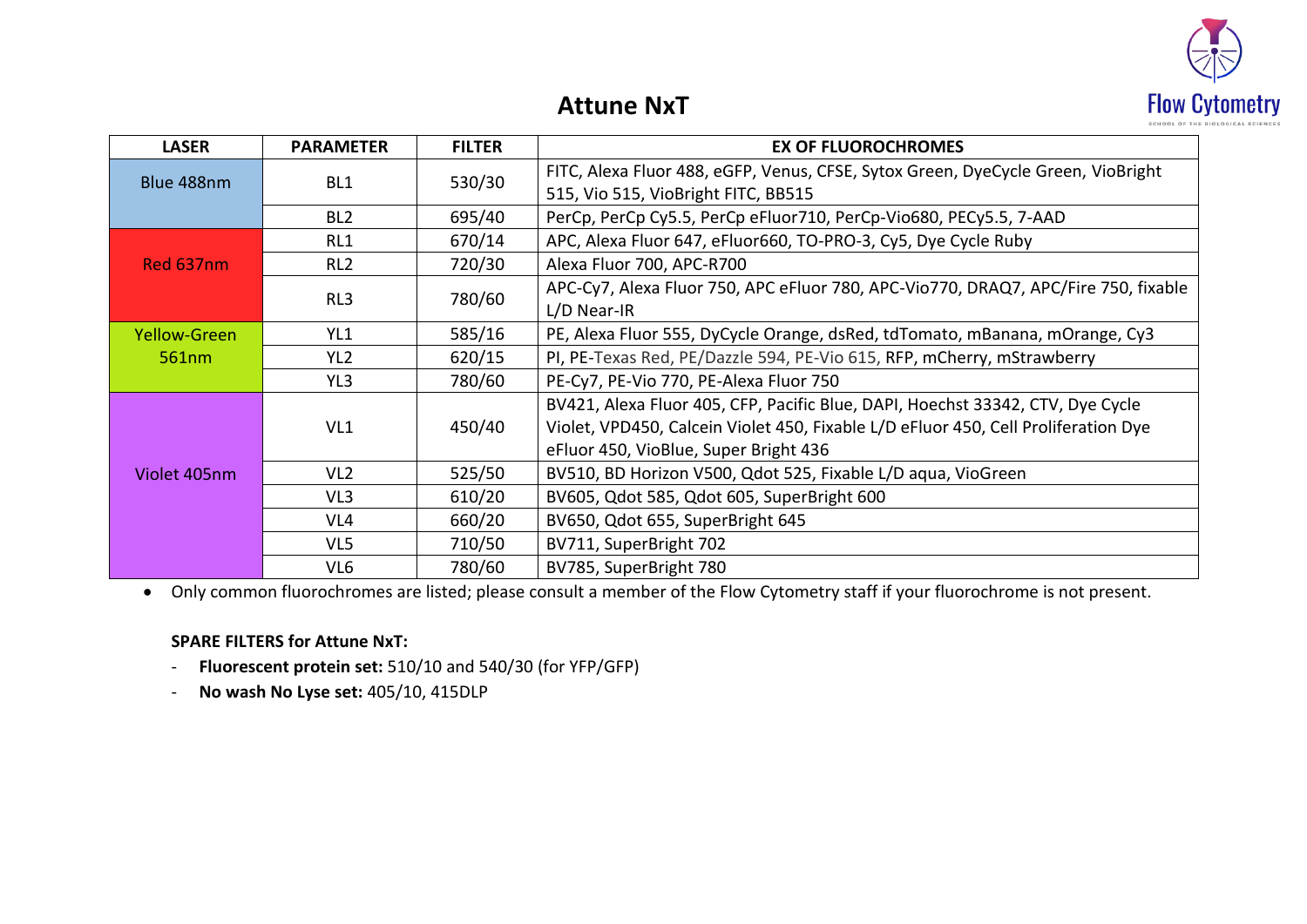# Attune NxT

| LASER | PARAMETER | FILTER | EX OF FLUOROCHROMES |
|---|---|---|---|
| Blue 488nm | BL1 | 530/30 | FITC, Alexa Fluor 488, eGFP, Venus, CFSE, Sytox Green, DyeCycle Green, VioBright 515, Vio 515, VioBright FITC, BB515 |
| | BL2 | 695/40 | PerCp, PerCp Cy5.5, PerCp eFluor710, PerCp-Vio680, PECy5.5, 7-AAD |
| Red 637nm | RL1 | 670/14 | APC, Alexa Fluor 647, eFluor660, TO-PRO-3, Cy5, Dye Cycle Ruby |
| | RL2 | 720/30 | Alexa Fluor 700, APC-R700 |
| | RL3 | 780/60 | APC-Cy7, Alexa Fluor 750, APC eFluor 780, APC-Vio770, DRAQ7, APC/Fire 750, fixable L/D Near-IR |
| Yellow-Green 561nm | YL1 | 585/16 | PE, Alexa Fluor 555, DyCycle Orange, dsRed, tdTomato, mBanana, mOrange, Cy3 |
| | YL2 | 620/15 | PI, PE-Texas Red, PE/Dazzle 594, PE-Vio 615, RFP, mCherry, mStrawberry |
| | YL3 | 780/60 | PE-Cy7, PE-Vio 770, PE-Alexa Fluor 750 |
| Violet 405nm | VL1 | 450/40 | BV421, Alexa Fluor 405, CFP, Pacific Blue, DAPI, Hoechst 33342, CTV, Dye Cycle Violet, VPD450, Calcein Violet 450, Fixable L/D eFluor 450, Cell Proliferation Dye eFluor 450, VioBlue, Super Bright 436 |
| | VL2 | 525/50 | BV510, BD Horizon V500, Qdot 525, Fixable L/D aqua, VioGreen |
| | VL3 | 610/20 | BV605, Qdot 585, Qdot 605, SuperBright 600 |
| | VL4 | 660/20 | BV650, Qdot 655, SuperBright 645 |
| | VL5 | 710/50 | BV711, SuperBright 702 |
| | VL6 | 780/60 | BV785, SuperBright 780 |

- Only common fluorochromes are listed; please consult a member of the Flow Cytometry staff if your fluorochrome is not present.

**SPARE FILTERS for Attune NxT:**

- **Fluorescent protein set:** 510/10 and 540/30 (for YFP/GFP)
- **No wash No Lyse set:** 405/10, 415DLP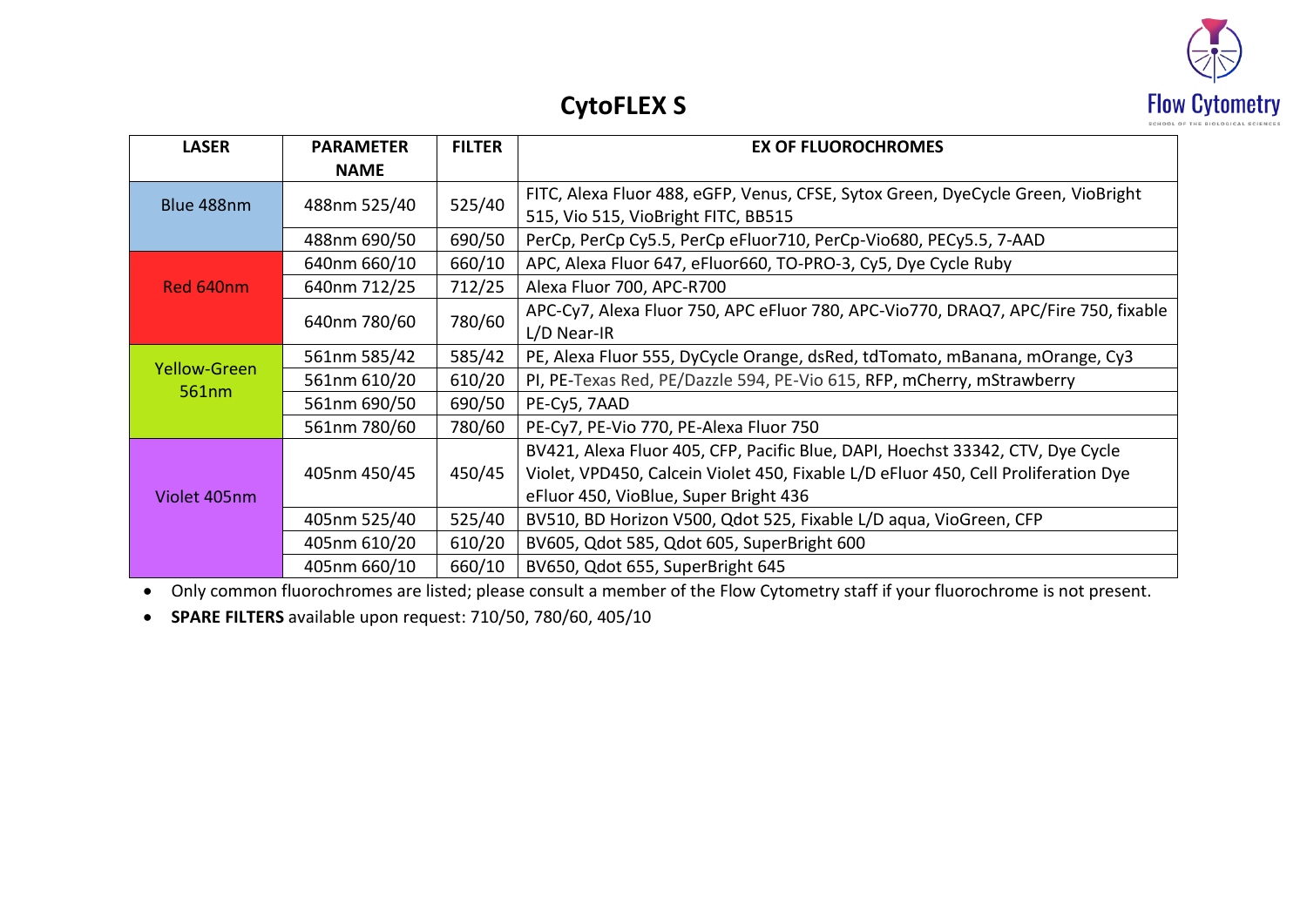# CytoFLEX S

| LASER | PARAMETER NAME | FILTER | EX OF FLUOROCHROMES |
|---|---|---|---|
| Blue 488nm | 488nm 525/40 | 525/40 | FITC, Alexa Fluor 488, eGFP, Venus, CFSE, Sytox Green, DyeCycle Green, VioBright 515, Vio 515, VioBright FITC, BB515 |
| | 488nm 690/50 | 690/50 | PerCp, PerCp Cy5.5, PerCp eFluor710, PerCp-Vio680, PECy5.5, 7-AAD |
| Red 640nm | 640nm 660/10 | 660/10 | APC, Alexa Fluor 647, eFluor660, TO-PRO-3, Cy5, Dye Cycle Ruby |
| | 640nm 712/25 | 712/25 | Alexa Fluor 700, APC-R700 |
| | 640nm 780/60 | 780/60 | APC-Cy7, Alexa Fluor 750, APC eFluor 780, APC-Vio770, DRAQ7, APC/Fire 750, fixable L/D Near-IR |
| Yellow-Green 561nm | 561nm 585/42 | 585/42 | PE, Alexa Fluor 555, DyCycle Orange, dsRed, tdTomato, mBanana, mOrange, Cy3 |
| | 561nm 610/20 | 610/20 | PI, PE-Texas Red, PE/Dazzle 594, PE-Vio 615, RFP, mCherry, mStrawberry |
| | 561nm 690/50 | 690/50 | PE-Cy5, 7AAD |
| | 561nm 780/60 | 780/60 | PE-Cy7, PE-Vio 770, PE-Alexa Fluor 750 |
| Violet 405nm | 405nm 450/45 | 450/45 | BV421, Alexa Fluor 405, CFP, Pacific Blue, DAPI, Hoechst 33342, CTV, Dye Cycle Violet, VPD450, Calcein Violet 450, Fixable L/D eFluor 450, Cell Proliferation Dye eFluor 450, VioBlue, Super Bright 436 |
| | 405nm 525/40 | 525/40 | BV510, BD Horizon V500, Qdot 525, Fixable L/D aqua, VioGreen, CFP |
| | 405nm 610/20 | 610/20 | BV605, Qdot 585, Qdot 605, SuperBright 600 |
| | 405nm 660/10 | 660/10 | BV650, Qdot 655, SuperBright 645 |

- Only common fluorochromes are listed; please consult a member of the Flow Cytometry staff if your fluorochrome is not present.
- **SPARE FILTERS** available upon request: 710/50, 780/60, 405/10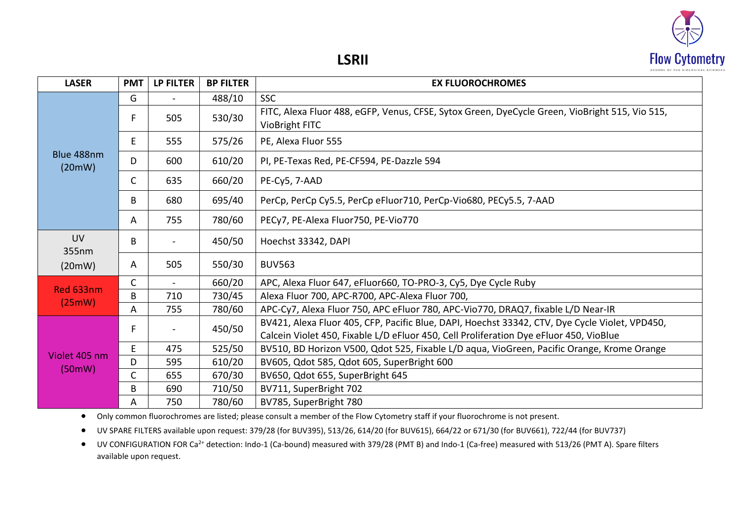# LSRII

| LASER | PMT | LP FILTER | BP FILTER | EX FLUOROCHROMES |
|---|---|---|---|---|
| Blue 488nm (20mW) | G | - | 488/10 | SSC |
| | F | 505 | 530/30 | FITC, Alexa Fluor 488, eGFP, Venus, CFSE, Sytox Green, DyeCycle Green, VioBright 515, Vio 515, VioBright FITC |
| | E | 555 | 575/26 | PE, Alexa Fluor 555 |
| | D | 600 | 610/20 | PI, PE-Texas Red, PE-CF594, PE-Dazzle 594 |
| | C | 635 | 660/20 | PE-Cy5, 7-AAD |
| | B | 680 | 695/40 | PerCp, PerCp Cy5.5, PerCp eFluor710, PerCp-Vio680, PECy5.5, 7-AAD |
| | A | 755 | 780/60 | PECy7, PE-Alexa Fluor750, PE-Vio770 |
| UV 355nm (20mW) | B | - | 450/50 | Hoechst 33342, DAPI |
| | A | 505 | 550/30 | BUV563 |
| Red 633nm (25mW) | C | - | 660/20 | APC, Alexa Fluor 647, eFluor660, TO-PRO-3, Cy5, Dye Cycle Ruby |
| | B | 710 | 730/45 | Alexa Fluor 700, APC-R700, APC-Alexa Fluor 700, |
| | A | 755 | 780/60 | APC-Cy7, Alexa Fluor 750, APC eFluor 780, APC-Vio770, DRAQ7, fixable L/D Near-IR |
| Violet 405 nm (50mW) | F | - | 450/50 | BV421, Alexa Fluor 405, CFP, Pacific Blue, DAPI, Hoechst 33342, CTV, Dye Cycle Violet, VPD450, Calcein Violet 450, Fixable L/D eFluor 450, Cell Proliferation Dye eFluor 450, VioBlue |
| | E | 475 | 525/50 | BV510, BD Horizon V500, Qdot 525, Fixable L/D aqua, VioGreen, Pacific Orange, Krome Orange |
| | D | 595 | 610/20 | BV605, Qdot 585, Qdot 605, SuperBright 600 |
| | C | 655 | 670/30 | BV650, Qdot 655, SuperBright 645 |
| | B | 690 | 710/50 | BV711, SuperBright 702 |
| | A | 750 | 780/60 | BV785, SuperBright 780 |

- Only common fluorochromes are listed; please consult a member of the Flow Cytometry staff if your fluorochrome is not present.
- UV SPARE FILTERS available upon request: 379/28 (for BUV395), 513/26, 614/20 (for BUV615), 664/22 or 671/30 (for BUV661), 722/44 (for BUV737)
- UV CONFIGURATION FOR $Ca^{2+}$ detection: Indo-1 (Ca-bound) measured with 379/28 (PMT B) and Indo-1 (Ca-free) measured with 513/26 (PMT A). Spare filters available upon request.